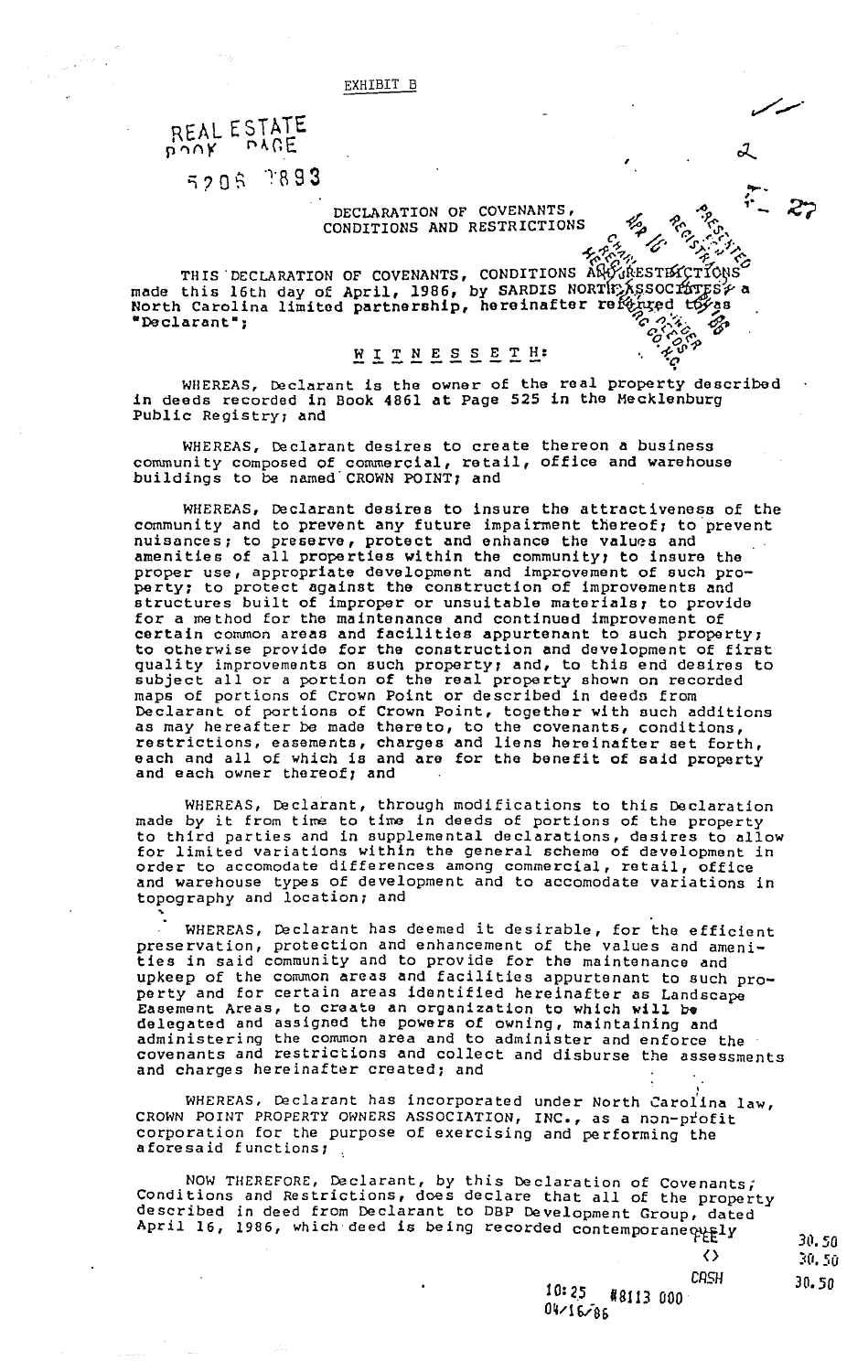EXHIBIT B

REAL ESTATE
BOOK PAGE

5208 0893

DECLARATION OF COVENANTS,
CONDITIONS AND RESTRICTIONS

THIS DECLARATION OF COVENANTS, CONDITIONS AND RESTRICTIONS made this 16th day of April, 1986, by SARDIS NORTH ASSOCIATES, a North Carolina limited partnership, hereinafter referred to as "Declarant";

W I T N E S S E T H:

WHEREAS, Declarant is the owner of the real property described in deeds recorded in Book 4861 at Page 525 in the Mecklenburg Public Registry; and

WHEREAS, Declarant desires to create thereon a business community composed of commercial, retail, office and warehouse buildings to be named CROWN POINT; and

WHEREAS, Declarant desires to insure the attractiveness of the community and to prevent any future impairment thereof; to prevent nuisances; to preserve, protect and enhance the values and amenities of all properties within the community; to insure the proper use, appropriate development and improvement of such property; to protect against the construction of improvements and structures built of improper or unsuitable materials; to provide for a method for the maintenance and continued improvement of certain common areas and facilities appurtenant to such property; to otherwise provide for the construction and development of first quality improvements on such property; and, to this end desires to subject all or a portion of the real property shown on recorded maps of portions of Crown Point or described in deeds from Declarant of portions of Crown Point, together with such additions as may hereafter be made thereto, to the covenants, conditions, restrictions, easements, charges and liens hereinafter set forth, each and all of which is and are for the benefit of said property and each owner thereof; and

WHEREAS, Declarant, through modifications to this Declaration made by it from time to time in deeds of portions of the property to third parties and in supplemental declarations, desires to allow for limited variations within the general scheme of development in order to accomodate differences among commercial, retail, office and warehouse types of development and to accomodate variations in topography and location; and

WHEREAS, Declarant has deemed it desirable, for the efficient preservation, protection and enhancement of the values and amenities in said community and to provide for the maintenance and upkeep of the common areas and facilities appurtenant to such property and for certain areas identified hereinafter as Landscape Easement Areas, to create an organization to which will be delegated and assigned the powers of owning, maintaining and administering the common area and to administer and enforce the covenants and restrictions and collect and disburse the assessments and charges hereinafter created; and

WHEREAS, Declarant has incorporated under North Carolina law, CROWN POINT PROPERTY OWNERS ASSOCIATION, INC., as a non-profit corporation for the purpose of exercising and performing the aforesaid functions;

NOW THEREFORE, Declarant, by this Declaration of Covenants, Conditions and Restrictions, does declare that all of the property described in deed from Declarant to DBP Development Group, dated April 16, 1986, which deed is being recorded contemporaneously

FEE 30.50
<> 30.50
CASH 30.50

10:25 #8113 000
04/16/86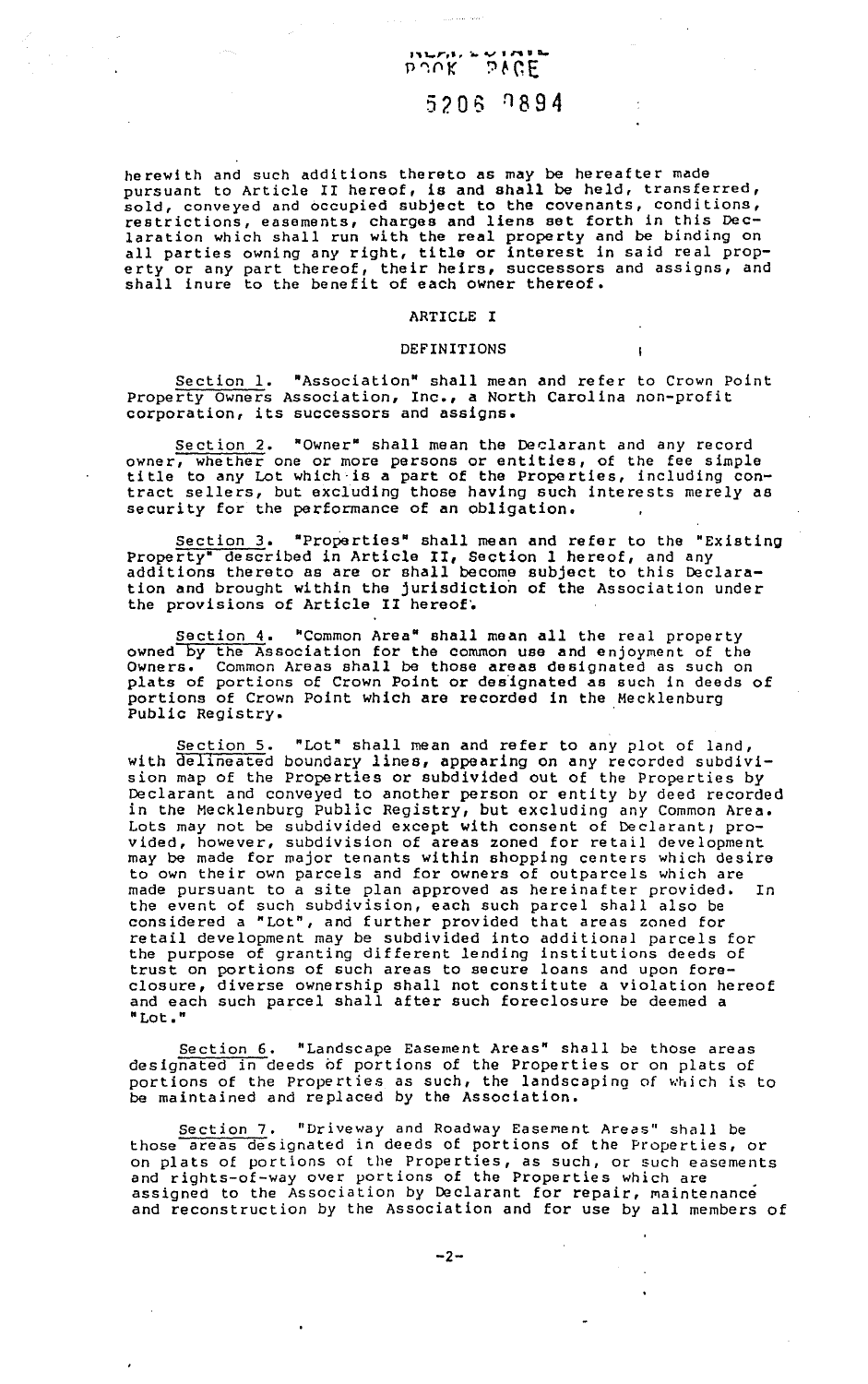herewith and such additions thereto as may be hereafter made pursuant to Article II hereof, is and shall be held, transferred, sold, conveyed and occupied subject to the covenants, conditions, restrictions, easements, charges and liens set forth in this Declaration which shall run with the real property and be binding on all parties owning any right, title or interest in said real property or any part thereof, their heirs, successors and assigns, and shall inure to the benefit of each owner thereof.

## ARTICLE I

## DEFINITIONS

Section 1. "Association" shall mean and refer to Crown Point Property Owners Association, Inc., a North Carolina non-profit corporation, its successors and assigns.

Section 2. "Owner" shall mean the Declarant and any record owner, whether one or more persons or entities, of the fee simple title to any Lot which is a part of the Properties, including contract sellers, but excluding those having such interests merely as security for the performance of an obligation.

Section 3. "Properties" shall mean and refer to the "Existing Property" described in Article II, Section 1 hereof, and any additions thereto as are or shall become subject to this Declaration and brought within the jurisdiction of the Association under the provisions of Article II hereof.

Section 4. "Common Area" shall mean all the real property owned by the Association for the common use and enjoyment of the Owners. Common Areas shall be those areas designated as such on plats of portions of Crown Point or designated as such in deeds of portions of Crown Point which are recorded in the Mecklenburg Public Registry.

Section 5. "Lot" shall mean and refer to any plot of land, with delineated boundary lines, appearing on any recorded subdivision map of the Properties or subdivided out of the Properties by Declarant and conveyed to another person or entity by deed recorded in the Mecklenburg Public Registry, but excluding any Common Area. Lots may not be subdivided except with consent of Declarant; provided, however, subdivision of areas zoned for retail development may be made for major tenants within shopping centers which desire to own their own parcels and for owners of outparcels which are made pursuant to a site plan approved as hereinafter provided. In the event of such subdivision, each such parcel shall also be considered a "Lot", and further provided that areas zoned for retail development may be subdivided into additional parcels for the purpose of granting different lending institutions deeds of trust on portions of such areas to secure loans and upon foreclosure, diverse ownership shall not constitute a violation hereof and each such parcel shall after such foreclosure be deemed a "Lot."

Section 6. "Landscape Easement Areas" shall be those areas designated in deeds of portions of the Properties or on plats of portions of the Properties as such, the landscaping of which is to be maintained and replaced by the Association.

Section 7. "Driveway and Roadway Easement Areas" shall be those areas designated in deeds of portions of the Properties, or on plats of portions of the Properties, as such, or such easements and rights-of-way over portions of the Properties which are assigned to the Association by Declarant for repair, maintenance and reconstruction by the Association and for use by all members of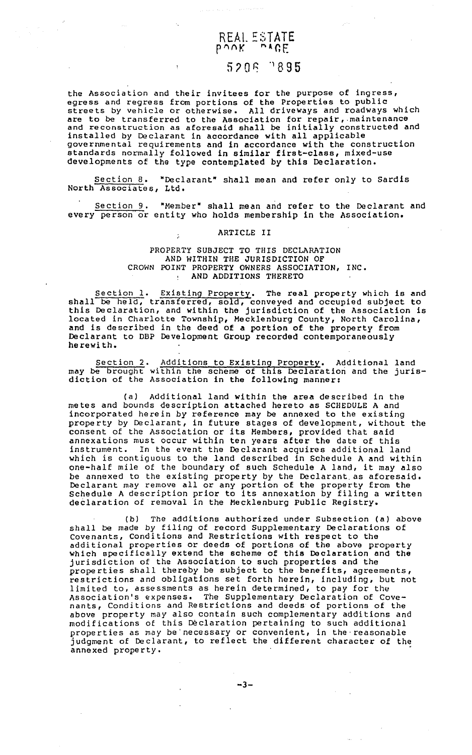the Association and their invitees for the purpose of ingress, egress and regress from portions of the Properties to public streets by vehicle or otherwise. All driveways and roadways which are to be transferred to the Association for repair, maintenance and reconstruction as aforesaid shall be initially constructed and installed by Declarant in accordance with all applicable governmental requirements and in accordance with the construction standards normally followed in similar first-class, mixed-use developments of the type contemplated by this Declaration.

Section 8. "Declarant" shall mean and refer only to Sardis North Associates, Ltd.

Section 9. "Member" shall mean and refer to the Declarant and every person or entity who holds membership in the Association.

## ARTICLE II

### PROPERTY SUBJECT TO THIS DECLARATION AND WITHIN THE JURISDICTION OF CROWN POINT PROPERTY OWNERS ASSOCIATION, INC. AND ADDITIONS THERETO

Section 1. Existing Property. The real property which is and shall be held, transferred, sold, conveyed and occupied subject to this Declaration, and within the jurisdiction of the Association is located in Charlotte Township, Mecklenburg County, North Carolina, and is described in the deed of a portion of the property from Declarant to DBP Development Group recorded contemporaneously herewith.

Section 2. Additions to Existing Property. Additional land may be brought within the scheme of this Declaration and the jurisdiction of the Association in the following manner:

(a) Additional land within the area described in the metes and bounds description attached hereto as SCHEDULE A and incorporated herein by reference may be annexed to the existing property by Declarant, in future stages of development, without the consent of the Association or its Members, provided that said annexations must occur within ten years after the date of this instrument. In the event the Declarant acquires additional land which is contiguous to the land described in Schedule A and within one-half mile of the boundary of such Schedule A land, it may also be annexed to the existing property by the Declarant as aforesaid. Declarant may remove all or any portion of the property from the Schedule A description prior to its annexation by filing a written declaration of removal in the Mecklenburg Public Registry.

(b) The additions authorized under Subsection (a) above shall be made by filing of record Supplementary Declarations of Covenants, Conditions and Restrictions with respect to the additional properties or deeds of portions of the above property which specifically extend the scheme of this Declaration and the jurisdiction of the Association to such properties and the properties shall thereby be subject to the benefits, agreements, restrictions and obligations set forth herein, including, but not limited to, assessments as herein determined, to pay for the Association's expenses. The Supplementary Declaration of Covenants, Conditions and Restrictions and deeds of portions of the above property may also contain such complementary additions and modifications of this Declaration pertaining to such additional properties as may be necessary or convenient, in the reasonable judgment of Declarant, to reflect the different character of the annexed property.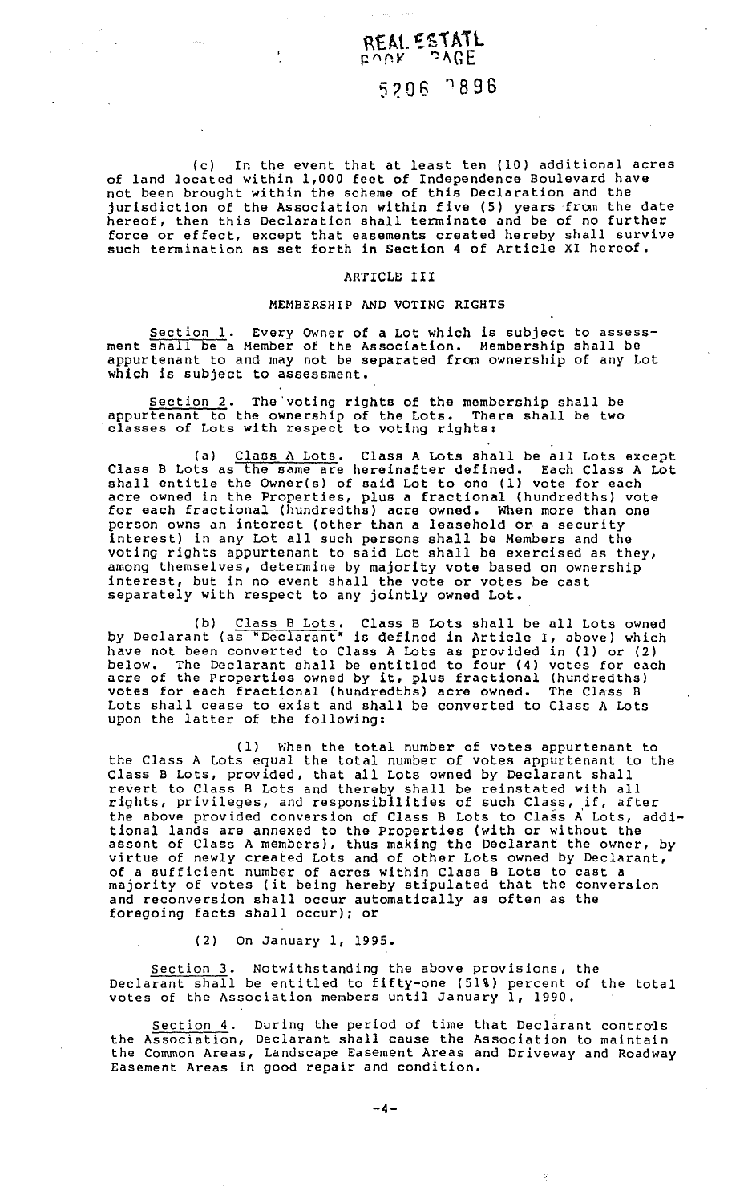(c) In the event that at least ten (10) additional acres of land located within 1,000 feet of Independence Boulevard have not been brought within the scheme of this Declaration and the jurisdiction of the Association within five (5) years from the date hereof, then this Declaration shall terminate and be of no further force or effect, except that easements created hereby shall survive such termination as set forth in Section 4 of Article XI hereof.

## ARTICLE III

### MEMBERSHIP AND VOTING RIGHTS

Section 1. Every Owner of a Lot which is subject to assessment shall be a Member of the Association. Membership shall be appurtenant to and may not be separated from ownership of any Lot which is subject to assessment.

Section 2. The voting rights of the membership shall be appurtenant to the ownership of the Lots. There shall be two classes of Lots with respect to voting rights:

(a) Class A Lots. Class A Lots shall be all Lots except Class B Lots as the same are hereinafter defined. Each Class A Lot shall entitle the Owner(s) of said Lot to one (1) vote for each acre owned in the Properties, plus a fractional (hundredths) vote for each fractional (hundredths) acre owned. When more than one person owns an interest (other than a leasehold or a security interest) in any Lot all such persons shall be Members and the voting rights appurtenant to said Lot shall be exercised as they, among themselves, determine by majority vote based on ownership interest, but in no event shall the vote or votes be cast separately with respect to any jointly owned Lot.

(b) Class B Lots. Class B Lots shall be all Lots owned by Declarant (as "Declarant" is defined in Article I, above) which have not been converted to Class A Lots as provided in (1) or (2) below. The Declarant shall be entitled to four (4) votes for each acre of the Properties owned by it, plus fractional (hundredths) votes for each fractional (hundredths) acre owned. The Class B Lots shall cease to exist and shall be converted to Class A Lots upon the latter of the following:

(1) When the total number of votes appurtenant to the Class A Lots equal the total number of votes appurtenant to the Class B Lots, provided, that all Lots owned by Declarant shall revert to Class B Lots and thereby shall be reinstated with all rights, privileges, and responsibilities of such Class, if, after the above provided conversion of Class B Lots to Class A Lots, additional lands are annexed to the Properties (with or without the assent of Class A members), thus making the Declarant the owner, by virtue of newly created Lots and of other Lots owned by Declarant, of a sufficient number of acres within Class B Lots to cast a majority of votes (it being hereby stipulated that the conversion and reconversion shall occur automatically as often as the foregoing facts shall occur); or

(2) On January 1, 1995.

Section 3. Notwithstanding the above provisions, the Declarant shall be entitled to fifty-one (51%) percent of the total votes of the Association members until January 1, 1990.

Section 4. During the period of time that Declarant controls the Association, Declarant shall cause the Association to maintain the Common Areas, Landscape Easement Areas and Driveway and Roadway Easement Areas in good repair and condition.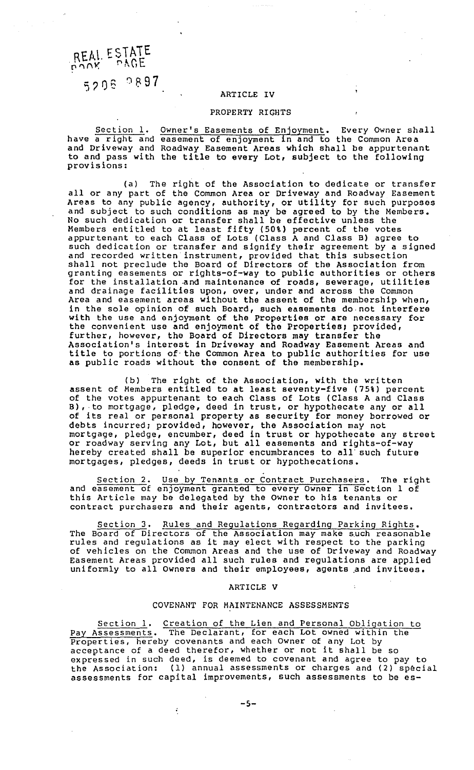REAL ESTATE BOOK PAGE

5208 0897

## ARTICLE IV

## PROPERTY RIGHTS

Section 1. Owner's Easements of Enjoyment. Every Owner shall have a right and easement of enjoyment in and to the Common Area and Driveway and Roadway Easement Areas which shall be appurtenant to and pass with the title to every Lot, subject to the following provisions:

(a) The right of the Association to dedicate or transfer all or any part of the Common Area or Driveway and Roadway Easement Areas to any public agency, authority, or utility for such purposes and subject to such conditions as may be agreed to by the Members. No such dedication or transfer shall be effective unless the Members entitled to at least fifty (50%) percent of the votes appurtenant to each Class of Lots (Class A and Class B) agree to such dedication or transfer and signify their agreement by a signed and recorded written instrument, provided that this subsection shall not preclude the Board of Directors of the Association from granting easements or rights-of-way to public authorities or others for the installation and maintenance of roads, sewerage, utilities and drainage facilities upon, over, under and across the Common Area and easement areas without the assent of the membership when, in the sole opinion of such Board, such easements do not interfere with the use and enjoyment of the Properties or are necessary for the convenient use and enjoyment of the Properties; provided, further, however, the Board of Directors may transfer the Association's interest in Driveway and Roadway Easement Areas and title to portions of the Common Area to public authorities for use as public roads without the consent of the membership.

(b) The right of the Association, with the written assent of Members entitled to at least seventy-five (75%) percent of the votes appurtenant to each Class of Lots (Class A and Class B), to mortgage, pledge, deed in trust, or hypothecate any or all of its real or personal property as security for money borrowed or debts incurred; provided, however, the Association may not mortgage, pledge, encumber, deed in trust or hypothecate any street or roadway serving any Lot, but all easements and rights-of-way hereby created shall be superior encumbrances to all such future mortgages, pledges, deeds in trust or hypothecations.

Section 2. Use by Tenants or Contract Purchasers. The right and easement of enjoyment granted to every Owner in Section 1 of this Article may be delegated by the Owner to his tenants or contract purchasers and their agents, contractors and invitees.

Section 3. Rules and Regulations Regarding Parking Rights. The Board of Directors of the Association may make such reasonable rules and regulations as it may elect with respect to the parking of vehicles on the Common Areas and the use of Driveway and Roadway Easement Areas provided all such rules and regulations are applied uniformly to all Owners and their employees, agents and invitees.

## ARTICLE V

## COVENANT FOR MAINTENANCE ASSESSMENTS

Section 1. Creation of the Lien and Personal Obligation to Pay Assessments. The Declarant, for each Lot owned within the Properties, hereby covenants and each Owner of any Lot by acceptance of a deed therefor, whether or not it shall be so expressed in such deed, is deemed to covenant and agree to pay to the Association: (1) annual assessments or charges and (2) special assessments for capital improvements, such assessments to be es-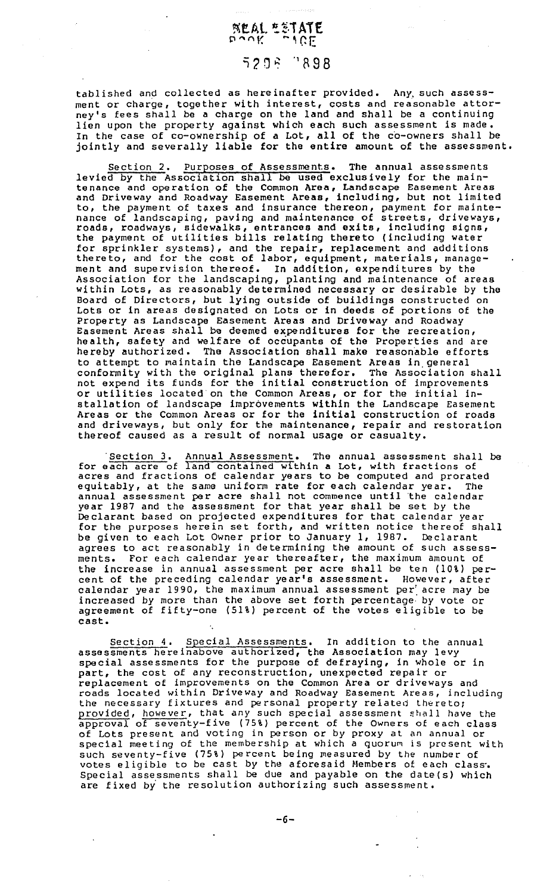tablished and collected as hereinafter provided. Any such assessment or charge, together with interest, costs and reasonable attorney's fees shall be a charge on the land and shall be a continuing lien upon the property against which each such assessment is made. In the case of co-ownership of a Lot, all of the co-owners shall be jointly and severally liable for the entire amount of the assessment.

Section 2. Purposes of Assessments. The annual assessments levied by the Association shall be used exclusively for the maintenance and operation of the Common Area, Landscape Easement Areas and Driveway and Roadway Easement Areas, including, but not limited to, the payment of taxes and insurance thereon, payment for maintenance of landscaping, paving and maintenance of streets, driveways, roads, roadways, sidewalks, entrances and exits, including signs, the payment of utilities bills relating thereto (including water for sprinkler systems), and the repair, replacement and additions thereto, and for the cost of labor, equipment, materials, management and supervision thereof. In addition, expenditures by the Association for the landscaping, planting and maintenance of areas within Lots, as reasonably determined necessary or desirable by the Board of Directors, but lying outside of buildings constructed on Lots or in areas designated on Lots or in deeds of portions of the Property as Landscape Easement Areas and Driveway and Roadway Easement Areas shall be deemed expenditures for the recreation, health, safety and welfare of occupants of the Properties and are hereby authorized. The Association shall make reasonable efforts to attempt to maintain the Landscape Easement Areas in general conformity with the original plans therefor. The Association shall not expend its funds for the initial construction of improvements or utilities located on the Common Areas, or for the initial installation of landscape improvements within the Landscape Easement Areas or the Common Areas or for the initial construction of roads and driveways, but only for the maintenance, repair and restoration thereof caused as a result of normal usage or casualty.

Section 3. Annual Assessment. The annual assessment shall be for each acre of land contained within a Lot, with fractions of acres and fractions of calendar years to be computed and prorated equitably, at the same uniform rate for each calendar year. The annual assessment per acre shall not commence until the calendar year 1987 and the assessment for that year shall be set by the Declarant based on projected expenditures for that calendar year for the purposes herein set forth, and written notice thereof shall be given to each Lot Owner prior to January 1, 1987. Declarant agrees to act reasonably in determining the amount of such assessments. For each calendar year thereafter, the maximum amount of the increase in annual assessment per acre shall be ten (10%) percent of the preceding calendar year's assessment. However, after calendar year 1990, the maximum annual assessment per acre may be increased by more than the above set forth percentage by vote or agreement of fifty-one (51%) percent of the votes eligible to be cast.

Section 4. Special Assessments. In addition to the annual assessments hereinabove authorized, the Association may levy special assessments for the purpose of defraying, in whole or in part, the cost of any reconstruction, unexpected repair or replacement of improvements on the Common Area or driveways and roads located within Driveway and Roadway Easement Areas, including the necessary fixtures and personal property related thereto; provided, however, that any such special assessment shall have the approval of seventy-five (75%) percent of the Owners of each class of Lots present and voting in person or by proxy at an annual or special meeting of the membership at which a quorum is present with such seventy-five (75%) percent being measured by the number of votes eligible to be cast by the aforesaid Members of each class. Special assessments shall be due and payable on the date(s) which are fixed by the resolution authorizing such assessment.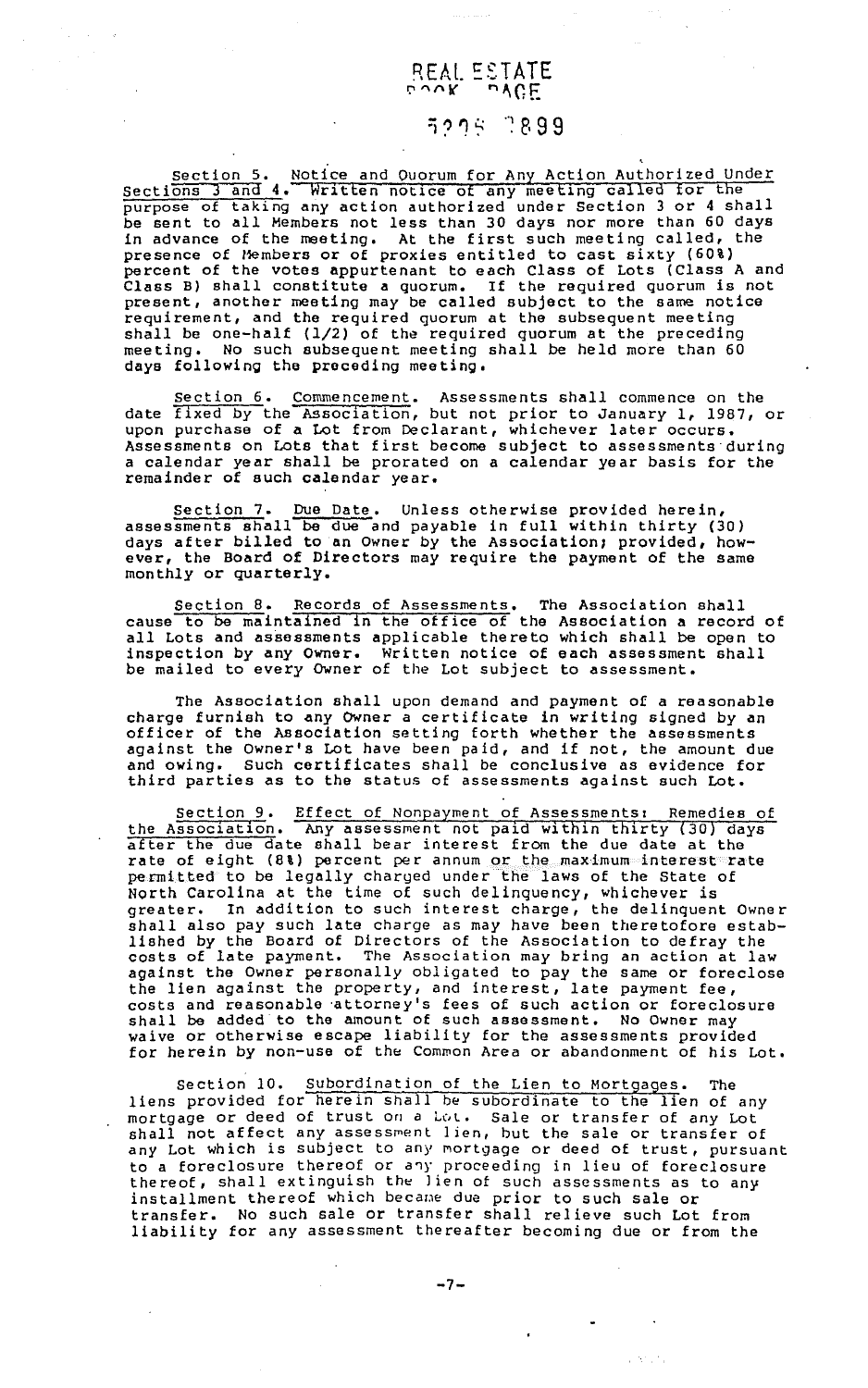Section 5. Notice and Quorum for Any Action Authorized Under Sections 3 and 4. Written notice of any meeting called for the purpose of taking any action authorized under Section 3 or 4 shall be sent to all Members not less than 30 days nor more than 60 days in advance of the meeting. At the first such meeting called, the presence of Members or of proxies entitled to cast sixty (60%) percent of the votes appurtenant to each Class of Lots (Class A and Class B) shall constitute a quorum. If the required quorum is not present, another meeting may be called subject to the same notice requirement, and the required quorum at the subsequent meeting shall be one-half (1/2) of the required quorum at the preceding meeting. No such subsequent meeting shall be held more than 60 days following the preceding meeting.

Section 6. Commencement. Assessments shall commence on the date fixed by the Association, but not prior to January 1, 1987, or upon purchase of a Lot from Declarant, whichever later occurs. Assessments on Lots that first become subject to assessments during a calendar year shall be prorated on a calendar year basis for the remainder of such calendar year.

Section 7. Due Date. Unless otherwise provided herein, assessments shall be due and payable in full within thirty (30) days after billed to an Owner by the Association; provided, however, the Board of Directors may require the payment of the same monthly or quarterly.

Section 8. Records of Assessments. The Association shall cause to be maintained in the office of the Association a record of all Lots and assessments applicable thereto which shall be open to inspection by any Owner. Written notice of each assessment shall be mailed to every Owner of the Lot subject to assessment.

The Association shall upon demand and payment of a reasonable charge furnish to any Owner a certificate in writing signed by an officer of the Association setting forth whether the assessments against the Owner's Lot have been paid, and if not, the amount due and owing. Such certificates shall be conclusive as evidence for third parties as to the status of assessments against such Lot.

Section 9. Effect of Nonpayment of Assessments; Remedies of the Association. Any assessment not paid within thirty (30) days after the due date shall bear interest from the due date at the rate of eight (8%) percent per annum or the maximum interest rate permitted to be legally charged under the laws of the State of North Carolina at the time of such delinquency, whichever is greater. In addition to such interest charge, the delinquent Owner shall also pay such late charge as may have been theretofore established by the Board of Directors of the Association to defray the costs of late payment. The Association may bring an action at law against the Owner personally obligated to pay the same or foreclose the lien against the property, and interest, late payment fee, costs and reasonable attorney's fees of such action or foreclosure shall be added to the amount of such assessment. No Owner may waive or otherwise escape liability for the assessments provided for herein by non-use of the Common Area or abandonment of his Lot.

Section 10. Subordination of the Lien to Mortgages. The liens provided for herein shall be subordinate to the lien of any mortgage or deed of trust on a Lot. Sale or transfer of any Lot shall not affect any assessment lien, but the sale or transfer of any Lot which is subject to any mortgage or deed of trust, pursuant to a foreclosure thereof or any proceeding in lieu of foreclosure thereof, shall extinguish the lien of such assessments as to any installment thereof which became due prior to such sale or transfer. No such sale or transfer shall relieve such Lot from liability for any assessment thereafter becoming due or from the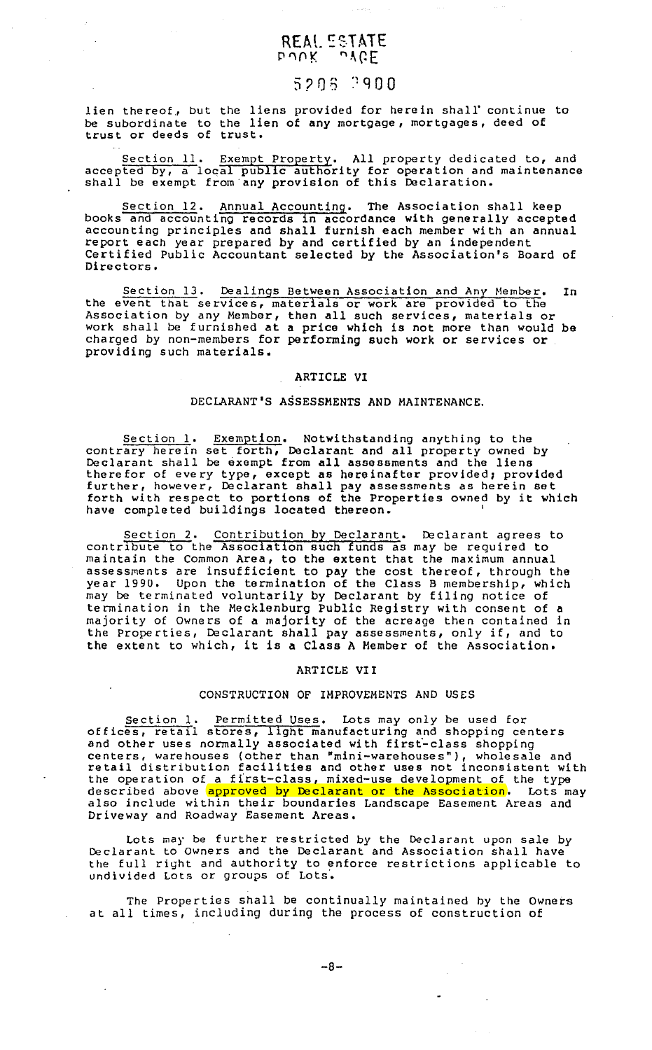lien thereof, but the liens provided for herein shall continue to be subordinate to the lien of any mortgage, mortgages, deed of trust or deeds of trust.

Section 11. Exempt Property. All property dedicated to, and accepted by, a local public authority for operation and maintenance shall be exempt from any provision of this Declaration.

Section 12. Annual Accounting. The Association shall keep books and accounting records in accordance with generally accepted accounting principles and shall furnish each member with an annual report each year prepared by and certified by an independent Certified Public Accountant selected by the Association's Board of Directors.

Section 13. Dealings Between Association and Any Member. In the event that services, materials or work are provided to the Association by any Member, then all such services, materials or work shall be furnished at a price which is not more than would be charged by non-members for performing such work or services or providing such materials.

## ARTICLE VI

## DECLARANT'S ASSESSMENTS AND MAINTENANCE.

Section 1. Exemption. Notwithstanding anything to the contrary herein set forth, Declarant and all property owned by Declarant shall be exempt from all assessments and the liens therefor of every type, except as hereinafter provided; provided further, however, Declarant shall pay assessments as herein set forth with respect to portions of the Properties owned by it which have completed buildings located thereon.

Section 2. Contribution by Declarant. Declarant agrees to contribute to the Association such funds as may be required to maintain the Common Area, to the extent that the maximum annual assessments are insufficient to pay the cost thereof, through the year 1990. Upon the termination of the Class B membership, which may be terminated voluntarily by Declarant by filing notice of termination in the Mecklenburg Public Registry with consent of a majority of Owners of a majority of the acreage then contained in the Properties, Declarant shall pay assessments, only if, and to the extent to which, it is a Class A Member of the Association.

## ARTICLE VII

## CONSTRUCTION OF IMPROVEMENTS AND USES

Section 1. Permitted Uses. Lots may only be used for offices, retail stores, light manufacturing and shopping centers and other uses normally associated with first-class shopping centers, warehouses (other than "mini-warehouses"), wholesale and retail distribution facilities and other uses not inconsistent with the operation of a first-class, mixed-use development of the type described above approved by Declarant or the Association. Lots may also include within their boundaries Landscape Easement Areas and Driveway and Roadway Easement Areas.

Lots may be further restricted by the Declarant upon sale by Declarant to Owners and the Declarant and Association shall have the full right and authority to enforce restrictions applicable to undivided Lots or groups of Lots.

The Properties shall be continually maintained by the Owners at all times, including during the process of construction of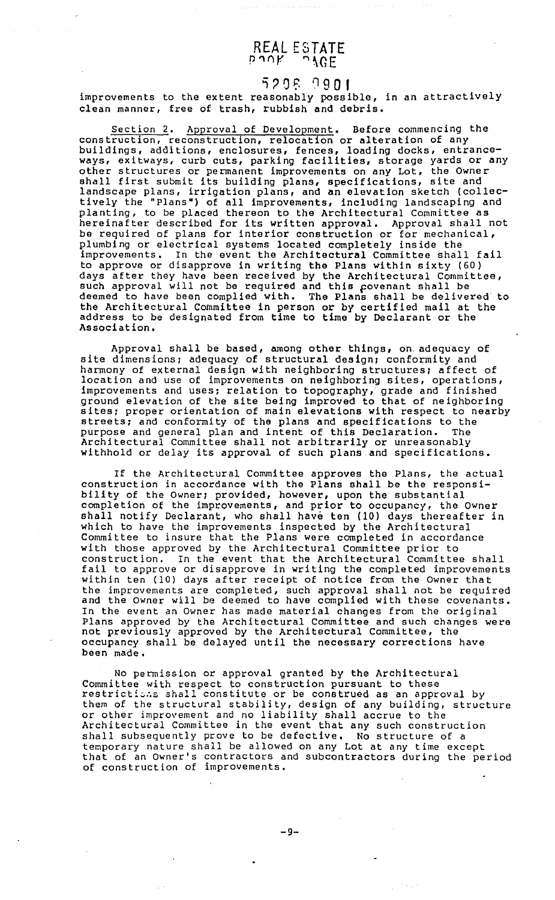REAL ESTATE
BOOK PAGE
5208 0901

improvements to the extent reasonably possible, in an attractively clean manner, free of trash, rubbish and debris.

Section 2. Approval of Development. Before commencing the construction, reconstruction, relocation or alteration of any buildings, additions, enclosures, fences, loading docks, entranceways, exitways, curb cuts, parking facilities, storage yards or any other structures or permanent improvements on any Lot, the Owner shall first submit its building plans, specifications, site and landscape plans, irrigation plans, and an elevation sketch (collectively the "Plans") of all improvements, including landscaping and planting, to be placed thereon to the Architectural Committee as hereinafter described for its written approval. Approval shall not be required of plans for interior construction or for mechanical, plumbing or electrical systems located completely inside the improvements. In the event the Architectural Committee shall fail to approve or disapprove in writing the Plans within sixty (60) days after they have been received by the Architectural Committee, such approval will not be required and this covenant shall be deemed to have been complied with. The Plans shall be delivered to the Architectural Committee in person or by certified mail at the address to be designated from time to time by Declarant or the Association.

Approval shall be based, among other things, on adequacy of site dimensions; adequacy of structural design; conformity and harmony of external design with neighboring structures; affect of location and use of improvements on neighboring sites, operations, improvements and uses; relation to topography, grade and finished ground elevation of the site being improved to that of neighboring sites; proper orientation of main elevations with respect to nearby streets; and conformity of the plans and specifications to the purpose and general plan and intent of this Declaration. The Architectural Committee shall not arbitrarily or unreasonably withhold or delay its approval of such plans and specifications.

If the Architectural Committee approves the Plans, the actual construction in accordance with the Plans shall be the responsibility of the Owner; provided, however, upon the substantial completion of the improvements, and prior to occupancy, the Owner shall notify Declarant, who shall have ten (10) days thereafter in which to have the improvements inspected by the Architectural Committee to insure that the Plans were completed in accordance with those approved by the Architectural Committee prior to construction. In the event that the Architectural Committee shall fail to approve or disapprove in writing the completed improvements within ten (10) days after receipt of notice from the Owner that the improvements are completed, such approval shall not be required and the Owner will be deemed to have complied with these covenants. In the event an Owner has made material changes from the original Plans approved by the Architectural Committee and such changes were not previously approved by the Architectural Committee, the occupancy shall be delayed until the necessary corrections have been made.

No permission or approval granted by the Architectural Committee with respect to construction pursuant to these restrictions shall constitute or be construed as an approval by them of the structural stability, design of any building, structure or other improvement and no liability shall accrue to the Architectural Committee in the event that any such construction shall subsequently prove to be defective. No structure of a temporary nature shall be allowed on any Lot at any time except that of an Owner's contractors and subcontractors during the period of construction of improvements.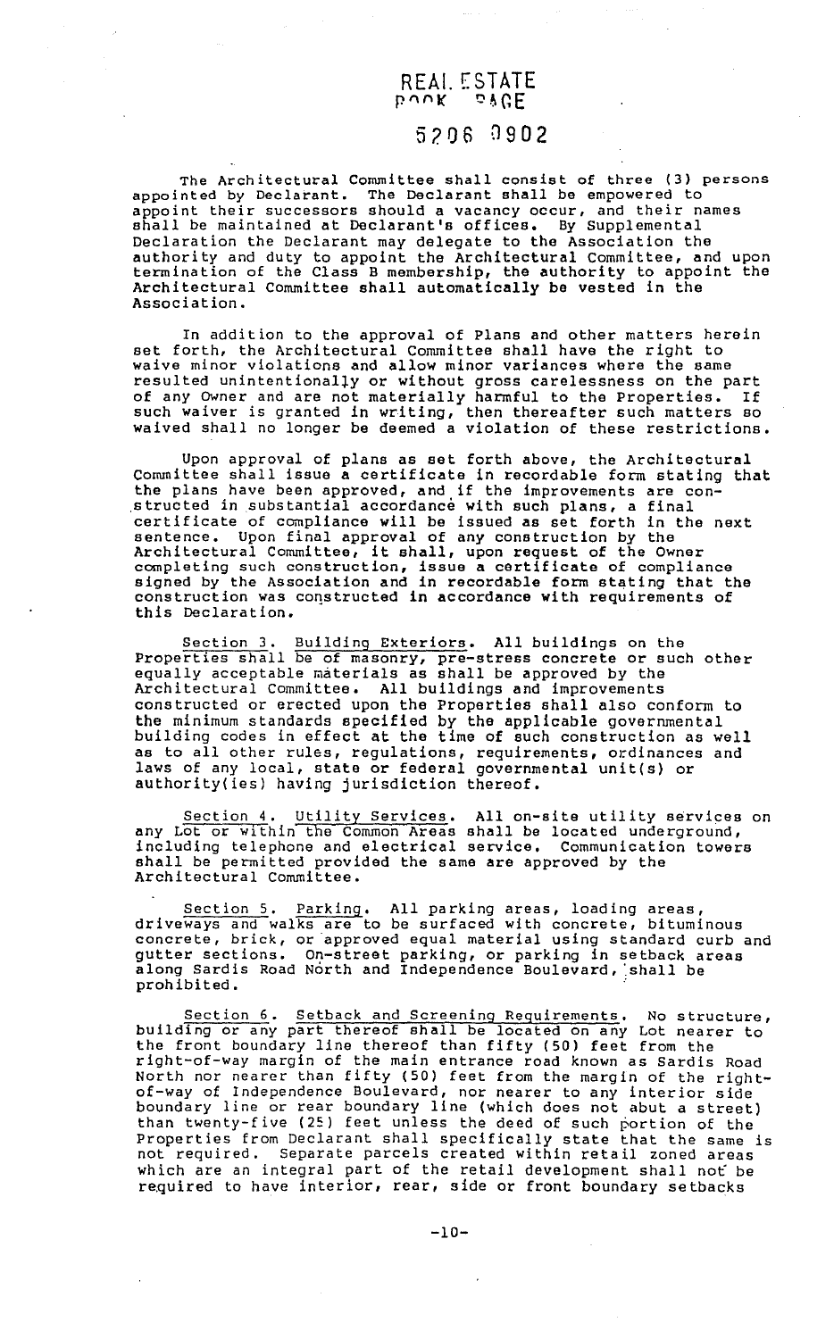The Architectural Committee shall consist of three (3) persons appointed by Declarant. The Declarant shall be empowered to appoint their successors should a vacancy occur, and their names shall be maintained at Declarant's offices. By Supplemental Declaration the Declarant may delegate to the Association the authority and duty to appoint the Architectural Committee, and upon termination of the Class B membership, the authority to appoint the Architectural Committee shall automatically be vested in the Association.

In addition to the approval of Plans and other matters herein set forth, the Architectural Committee shall have the right to waive minor violations and allow minor variances where the same resulted unintentionally or without gross carelessness on the part of any Owner and are not materially harmful to the Properties. If such waiver is granted in writing, then thereafter such matters so waived shall no longer be deemed a violation of these restrictions.

Upon approval of plans as set forth above, the Architectural Committee shall issue a certificate in recordable form stating that the plans have been approved, and if the improvements are constructed in substantial accordance with such plans, a final certificate of compliance will be issued as set forth in the next sentence. Upon final approval of any construction by the Architectural Committee, it shall, upon request of the Owner completing such construction, issue a certificate of compliance signed by the Association and in recordable form stating that the construction was constructed in accordance with requirements of this Declaration.

Section 3. Building Exteriors. All buildings on the Properties shall be of masonry, pre-stress concrete or such other equally acceptable materials as shall be approved by the Architectural Committee. All buildings and improvements constructed or erected upon the Properties shall also conform to the minimum standards specified by the applicable governmental building codes in effect at the time of such construction as well as to all other rules, regulations, requirements, ordinances and laws of any local, state or federal governmental unit(s) or authority(ies) having jurisdiction thereof.

Section 4. Utility Services. All on-site utility services on any Lot or within the Common Areas shall be located underground, including telephone and electrical service. Communication towers shall be permitted provided the same are approved by the Architectural Committee.

Section 5. Parking. All parking areas, loading areas, driveways and walks are to be surfaced with concrete, bituminous concrete, brick, or approved equal material using standard curb and gutter sections. On-street parking, or parking in setback areas along Sardis Road North and Independence Boulevard, shall be prohibited.

Section 6. Setback and Screening Requirements. No structure, building or any part thereof shall be located on any Lot nearer to the front boundary line thereof than fifty (50) feet from the right-of-way margin of the main entrance road known as Sardis Road North nor nearer than fifty (50) feet from the margin of the right-of-way of Independence Boulevard, nor nearer to any interior side boundary line or rear boundary line (which does not abut a street) than twenty-five (25) feet unless the deed of such portion of the Properties from Declarant shall specifically state that the same is not required. Separate parcels created within retail zoned areas which are an integral part of the retail development shall not be required to have interior, rear, side or front boundary setbacks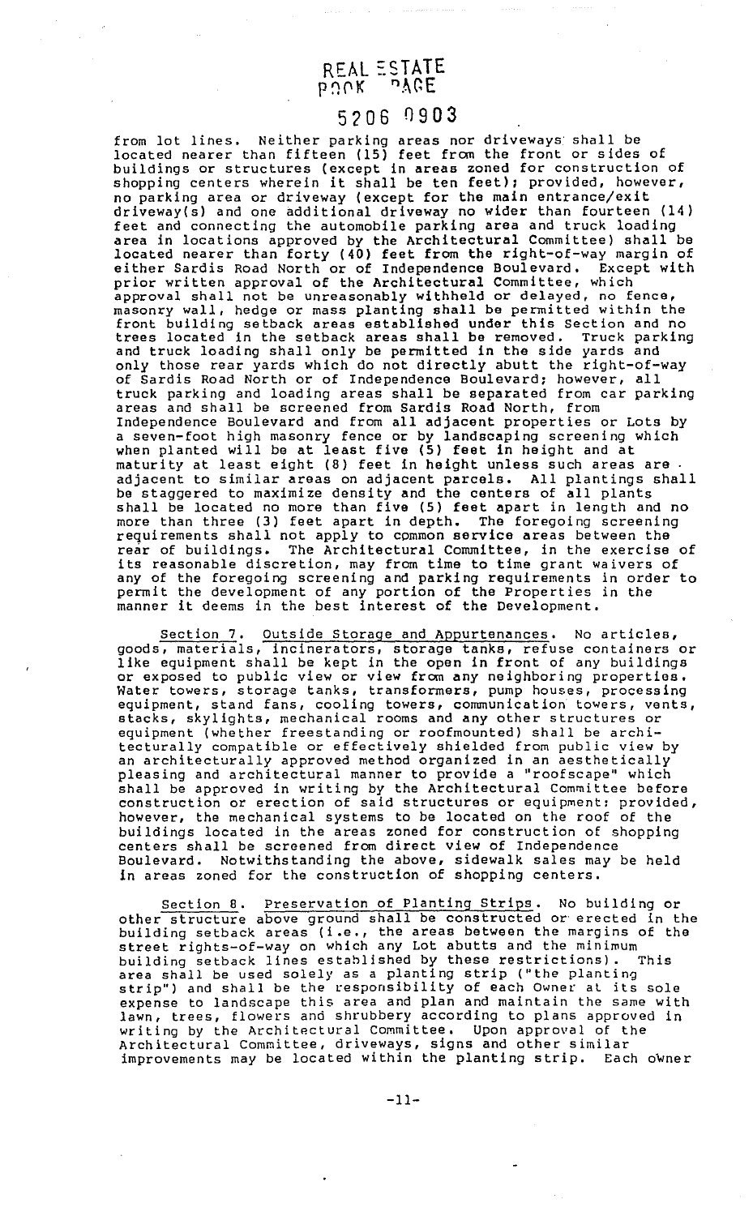from lot lines. Neither parking areas nor driveways shall be located nearer than fifteen (15) feet from the front or sides of buildings or structures (except in areas zoned for construction of shopping centers wherein it shall be ten feet); provided, however, no parking area or driveway (except for the main entrance/exit driveway(s) and one additional driveway no wider than fourteen (14) feet and connecting the automobile parking area and truck loading area in locations approved by the Architectural Committee) shall be located nearer than forty (40) feet from the right-of-way margin of either Sardis Road North or of Independence Boulevard. Except with prior written approval of the Architectural Committee, which approval shall not be unreasonably withheld or delayed, no fence, masonry wall, hedge or mass planting shall be permitted within the front building setback areas established under this Section and no trees located in the setback areas shall be removed. Truck parking and truck loading shall only be permitted in the side yards and only those rear yards which do not directly abutt the right-of-way of Sardis Road North or of Independence Boulevard; however, all truck parking and loading areas shall be separated from car parking areas and shall be screened from Sardis Road North, from Independence Boulevard and from all adjacent properties or Lots by a seven-foot high masonry fence or by landscaping screening which when planted will be at least five (5) feet in height and at maturity at least eight (8) feet in height unless such areas are adjacent to similar areas on adjacent parcels. All plantings shall be staggered to maximize density and the centers of all plants shall be located no more than five (5) feet apart in length and no more than three (3) feet apart in depth. The foregoing screening requirements shall not apply to common service areas between the rear of buildings. The Architectural Committee, in the exercise of its reasonable discretion, may from time to time grant waivers of any of the foregoing screening and parking requirements in order to permit the development of any portion of the Properties in the manner it deems in the best interest of the Development.

Section 7. Outside Storage and Appurtenances. No articles, goods, materials, incinerators, storage tanks, refuse containers or like equipment shall be kept in the open in front of any buildings or exposed to public view or view from any neighboring properties. Water towers, storage tanks, transformers, pump houses, processing equipment, stand fans, cooling towers, communication towers, vents, stacks, skylights, mechanical rooms and any other structures or equipment (whether freestanding or roofmounted) shall be architecturally compatible or effectively shielded from public view by an architecturally approved method organized in an aesthetically pleasing and architectural manner to provide a "roofscape" which shall be approved in writing by the Architectural Committee before construction or erection of said structures or equipment: provided, however, the mechanical systems to be located on the roof of the buildings located in the areas zoned for construction of shopping centers shall be screened from direct view of Independence Boulevard. Notwithstanding the above, sidewalk sales may be held in areas zoned for the construction of shopping centers.

Section 8. Preservation of Planting Strips. No building or other structure above ground shall be constructed or erected in the building setback areas (i.e., the areas between the margins of the street rights-of-way on which any Lot abutts and the minimum building setback lines established by these restrictions). This area shall be used solely as a planting strip ("the planting strip") and shall be the responsibility of each Owner at its sole expense to landscape this area and plan and maintain the same with lawn, trees, flowers and shrubbery according to plans approved in writing by the Architectural Committee. Upon approval of the Architectural Committee, driveways, signs and other similar improvements may be located within the planting strip. Each owner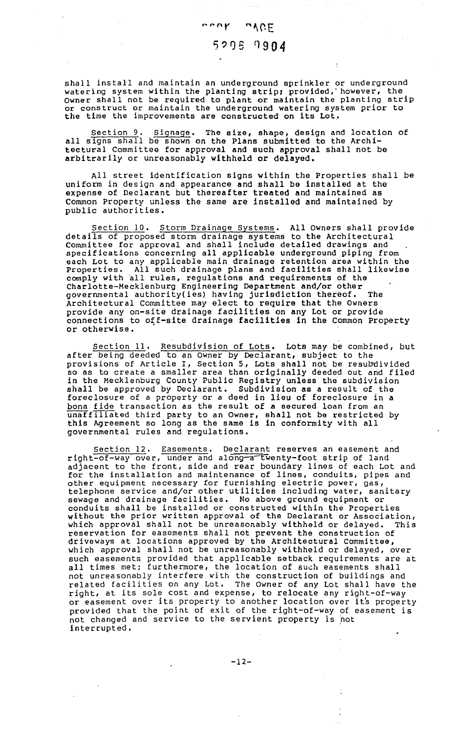shall install and maintain an underground sprinkler or underground watering system within the planting strip; provided, however, the Owner shall not be required to plant or maintain the planting strip or construct or maintain the underground watering system prior to the time the improvements are constructed on its Lot.

Section 9. Signage. The size, shape, design and location of all signs shall be shown on the Plans submitted to the Architectural Committee for approval and such approval shall not be arbitrarily or unreasonably withheld or delayed.

All street identification signs within the Properties shall be uniform in design and appearance and shall be installed at the expense of Declarant but thereafter treated and maintained as Common Property unless the same are installed and maintained by public authorities.

Section 10. Storm Drainage Systems. All Owners shall provide details of proposed storm drainage systems to the Architectural Committee for approval and shall include detailed drawings and specifications concerning all applicable underground piping from each Lot to any applicable main drainage retention area within the Properties. All such drainage plans and facilities shall likewise comply with all rules, regulations and requirements of the Charlotte-Mecklenburg Engineering Department and/or other governmental authority(ies) having jurisdiction thereof. The Architectural Committee may elect to require that the Owners provide any on-site drainage facilities on any Lot or provide connections to off-site drainage facilities in the Common Property or otherwise.

Section 11. Resubdivision of Lots. Lots may be combined, but after being deeded to an Owner by Declarant, subject to the provisions of Article I, Section 5, Lots shall not be resubdivided so as to create a smaller area than originally deeded out and filed in the Mecklenburg County Public Registry unless the subdivision shall be approved by Declarant. Subdivision as a result of the foreclosure of a property or a deed in lieu of foreclosure in a bona fide transaction as the result of a secured loan from an unaffiliated third party to an Owner, shall not be restricted by this Agreement so long as the same is in conformity with all governmental rules and regulations.

Section 12. Easements. Declarant reserves an easement and right-of-way over, under and along a twenty-foot strip of land adjacent to the front, side and rear boundary lines of each Lot and for the installation and maintenance of lines, conduits, pipes and other equipment necessary for furnishing electric power, gas, telephone service and/or other utilities including water, sanitary sewage and drainage facilities. No above ground equipment or conduits shall be installed or constructed within the Properties without the prior written approval of the Declarant or Association, which approval shall not be unreasonably withheld or delayed. This reservation for easements shall not prevent the construction of driveways at locations approved by the Architectural Committee, which approval shall not be unreasonably withheld or delayed, over such easements provided that applicable setback requirements are at all times met; furthermore, the location of such easements shall not unreasonably interfere with the construction of buildings and related facilities on any Lot. The Owner of any Lot shall have the right, at its sole cost and expense, to relocate any right-of-way or easement over its property to another location over it's property provided that the point of exit of the right-of-way of easement is not changed and service to the servient property is not interrupted.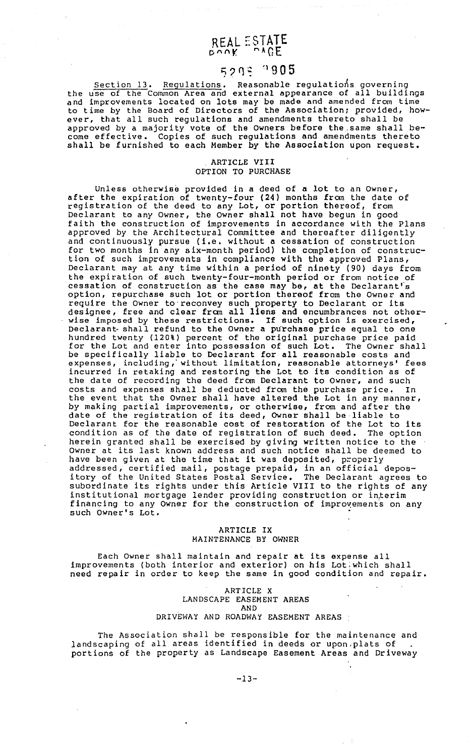Section 13. Regulations. Reasonable regulations governing the use of the Common Area and external appearance of all buildings and improvements located on lots may be made and amended from time to time by the Board of Directors of the Association; provided, however, that all such regulations and amendments thereto shall be approved by a majority vote of the Owners before the same shall become effective. Copies of such regulations and amendments thereto shall be furnished to each Member by the Association upon request.

## ARTICLE VIII
## OPTION TO PURCHASE

Unless otherwise provided in a deed of a lot to an Owner, after the expiration of twenty-four (24) months from the date of registration of the deed to any Lot, or portion thereof, from Declarant to any Owner, the Owner shall not have begun in good faith the construction of improvements in accordance with the Plans approved by the Architectural Committee and thereafter diligently and continuously pursue (i.e. without a cessation of construction for two months in any six-month period) the completion of construction of such improvements in compliance with the approved Plans, Declarant may at any time within a period of ninety (90) days from the expiration of such twenty-four-month period or from notice of cessation of construction as the case may be, at the Declarant's option, repurchase such lot or portion thereof from the Owner and require the Owner to reconvey such property to Declarant or its designee, free and clear from all liens and encumbrances not otherwise imposed by these restrictions. If such option is exercised, Declarant shall refund to the Owner a purchase price equal to one hundred twenty (120%) percent of the original purchase price paid for the Lot and enter into possession of such Lot. The Owner shall be specifically liable to Declarant for all reasonable costs and expenses, including, without limitation, reasonable attorneys' fees incurred in retaking and restoring the Lot to its condition as of the date of recording the deed from Declarant to Owner, and such costs and expenses shall be deducted from the purchase price. In the event that the Owner shall have altered the Lot in any manner, by making partial improvements, or otherwise, from and after the date of the registration of its deed, Owner shall be liable to Declarant for the reasonable cost of restoration of the Lot to its condition as of the date of registration of such deed. The option herein granted shall be exercised by giving written notice to the Owner at its last known address and such notice shall be deemed to have been given at the time that it was deposited, properly addressed, certified mail, postage prepaid, in an official depository of the United States Postal Service. The Declarant agrees to subordinate its rights under this Article VIII to the rights of any institutional mortgage lender providing construction or interim financing to any Owner for the construction of improvements on any such Owner's Lot.

## ARTICLE IX
## MAINTENANCE BY OWNER

Each Owner shall maintain and repair at its expense all improvements (both interior and exterior) on his Lot which shall need repair in order to keep the same in good condition and repair.

## ARTICLE X
## LANDSCAPE EASEMENT AREAS
## AND
## DRIVEWAY AND ROADWAY EASEMENT AREAS

The Association shall be responsible for the maintenance and landscaping of all areas identified in deeds or upon plats of portions of the property as Landscape Easement Areas and Driveway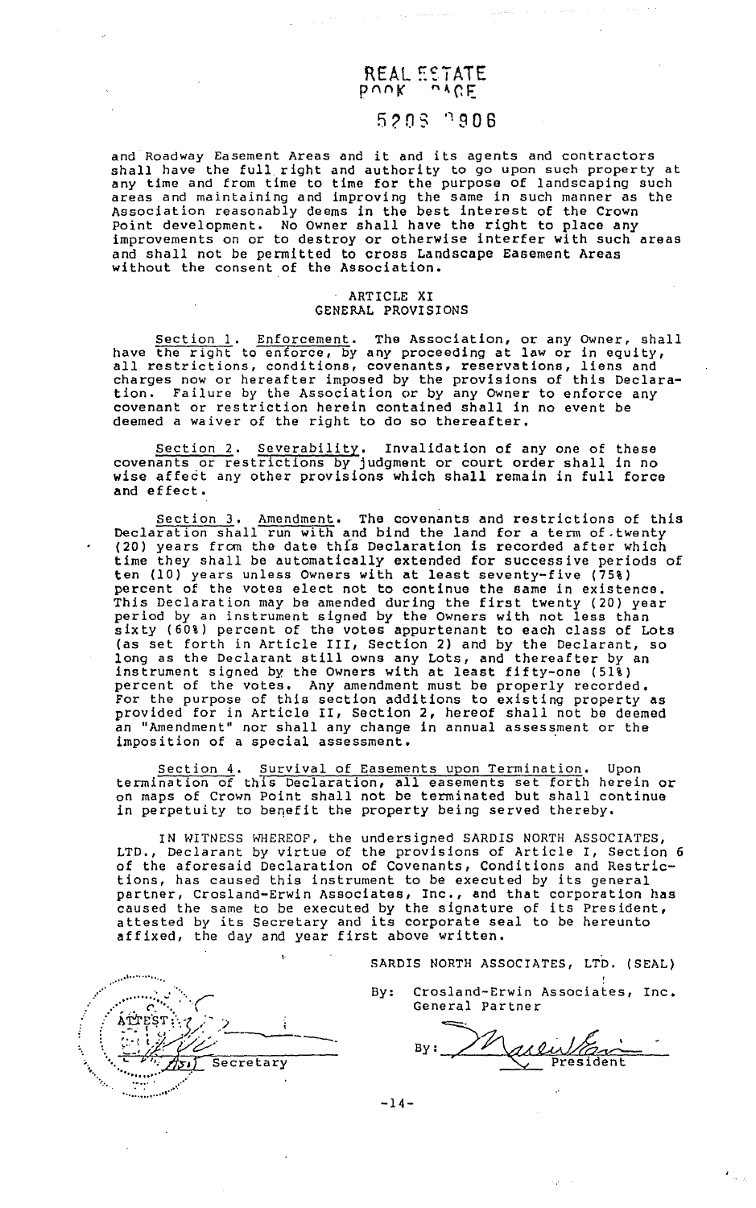REAL ESTATE
BOOK PAGE
5203 0906

and Roadway Easement Areas and it and its agents and contractors shall have the full right and authority to go upon such property at any time and from time to time for the purpose of landscaping such areas and maintaining and improving the same in such manner as the Association reasonably deems in the best interest of the Crown Point development. No Owner shall have the right to place any improvements on or to destroy or otherwise interfer with such areas and shall not be permitted to cross Landscape Easement Areas without the consent of the Association.

## ARTICLE XI
## GENERAL PROVISIONS

Section 1. Enforcement. The Association, or any Owner, shall have the right to enforce, by any proceeding at law or in equity, all restrictions, conditions, covenants, reservations, liens and charges now or hereafter imposed by the provisions of this Declaration. Failure by the Association or by any Owner to enforce any covenant or restriction herein contained shall in no event be deemed a waiver of the right to do so thereafter.

Section 2. Severability. Invalidation of any one of these covenants or restrictions by judgment or court order shall in no wise affect any other provisions which shall remain in full force and effect.

Section 3. Amendment. The covenants and restrictions of this Declaration shall run with and bind the land for a term of twenty (20) years from the date this Declaration is recorded after which time they shall be automatically extended for successive periods of ten (10) years unless Owners with at least seventy-five (75%) percent of the votes elect not to continue the same in existence. This Declaration may be amended during the first twenty (20) year period by an instrument signed by the Owners with not less than sixty (60%) percent of the votes appurtenant to each class of Lots (as set forth in Article III, Section 2) and by the Declarant, so long as the Declarant still owns any Lots, and thereafter by an instrument signed by the Owners with at least fifty-one (51%) percent of the votes. Any amendment must be properly recorded. For the purpose of this section additions to existing property as provided for in Article II, Section 2, hereof shall not be deemed an "Amendment" nor shall any change in annual assessment or the imposition of a special assessment.

Section 4. Survival of Easements upon Termination. Upon termination of this Declaration, all easements set forth herein or on maps of Crown Point shall not be terminated but shall continue in perpetuity to benefit the property being served thereby.

IN WITNESS WHEREOF, the undersigned SARDIS NORTH ASSOCIATES, LTD., Declarant by virtue of the provisions of Article I, Section 6 of the aforesaid Declaration of Covenants, Conditions and Restrictions, has caused this instrument to be executed by its general partner, Crosland-Erwin Associates, Inc., and that corporation has caused the same to be executed by the signature of its President, attested by its Secretary and its corporate seal to be hereunto affixed, the day and year first above written.

SARDIS NORTH ASSOCIATES, LTD. (SEAL)

By: Crosland-Erwin Associates, Inc.
General Partner

By: _______________
President

ATTEST:

_______________
Secretary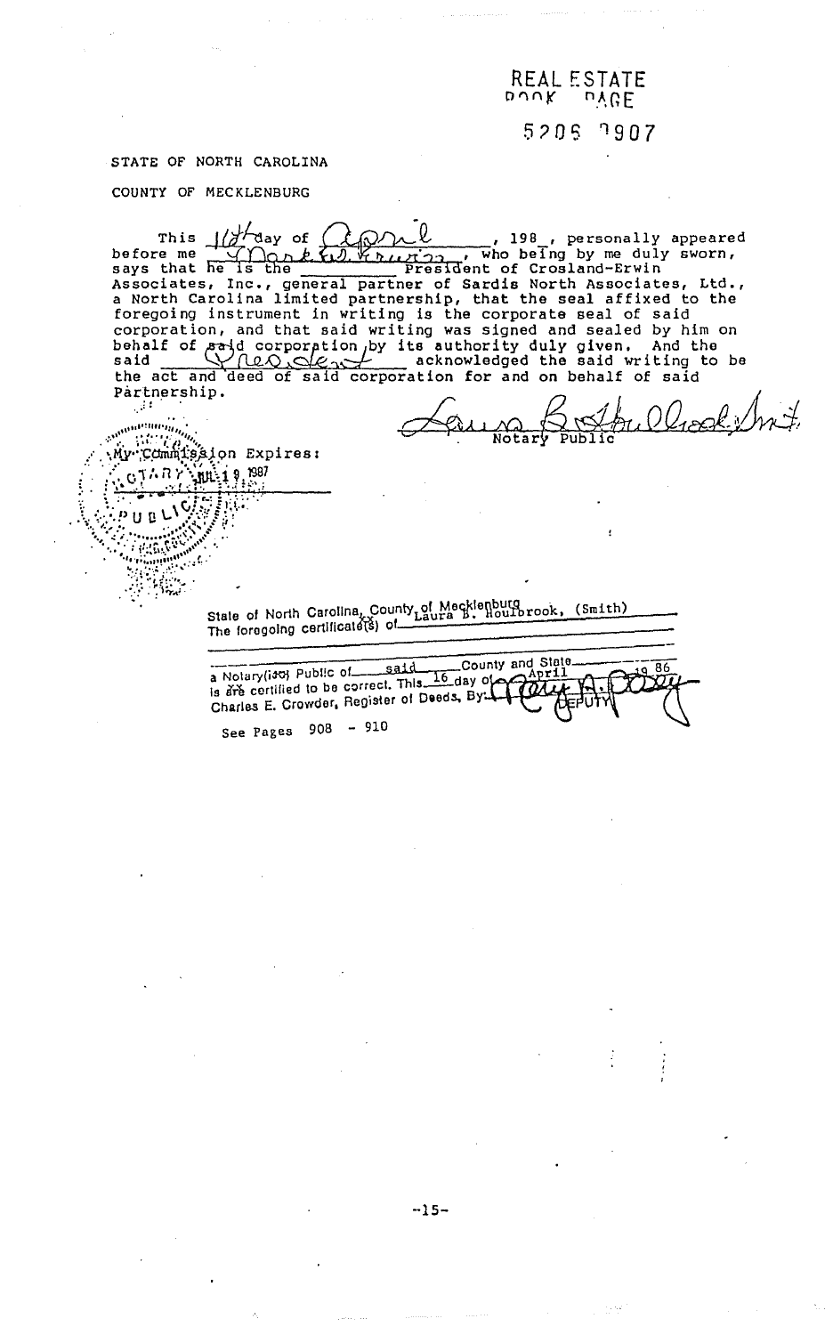REAL ESTATE
BOOK PAGE

5206 0907

STATE OF NORTH CAROLINA

COUNTY OF MECKLENBURG

This 11th day of April, 198_, personally appeared before me Mark W. Erwin, who being by me duly sworn, says that he is the President of Crosland-Erwin Associates, Inc., general partner of Sardis North Associates, Ltd., a North Carolina limited partnership, that the seal affixed to the foregoing instrument in writing is the corporate seal of said corporation, and that said writing was signed and sealed by him on behalf of said corporation by its authority duly given. And the said President acknowledged the said writing to be the act and deed of said corporation for and on behalf of said Partnership.

Laura B. Houlbrook Smith
Notary Public

My Commission Expires:
JUL 19, 1987

NOTARY PUBLIC

State of North Carolina, County of Mecklenburg
The foregoing certificate(s) of Laura B. Houlbrook, (Smith)

a Notary(ies) Public of said County and State is are certified to be correct. This 16 day of April 1986
Charles E. Crowder, Register of Deeds, By: DEPUTY

See Pages 908 - 910